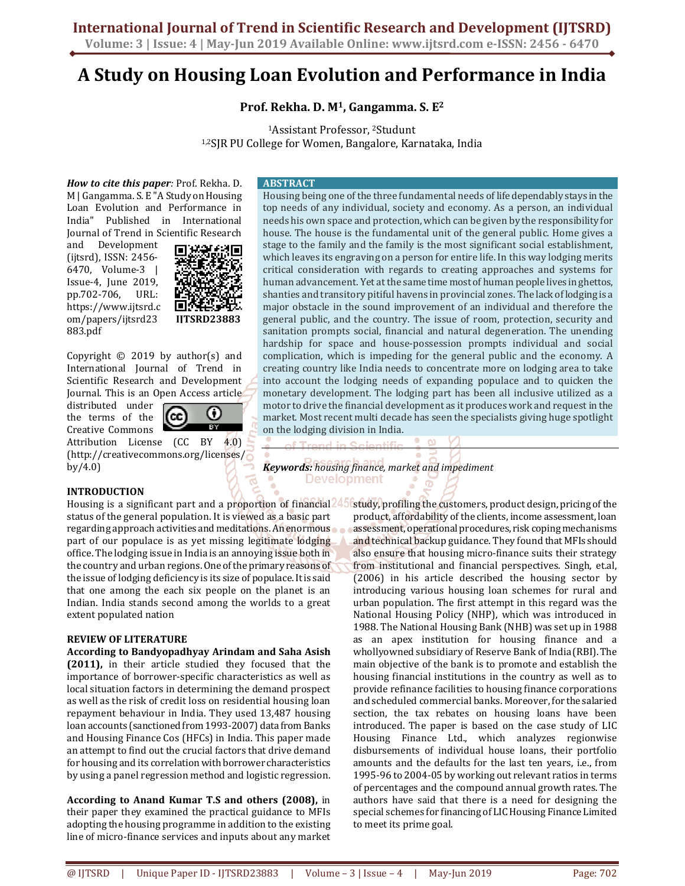# A Study on Housing Loan Evolution and Performance in India

**Prof. Rekha. D. M[1], Gangamma. S. E[2]**

[1]Assistant Professor, [2]Studunt

[1,2]SJR PU College for Women, Bangalore, Karnataka, India

***How to cite this paper****:* Prof. Rekha. D. M | Gangamma. S. E "A Study on Housing Loan Evolution and Performance in India" Published in International Journal of Trend in Scientific Research and Development (ijtsrd), ISSN: 2456-6470, Volume-3 | Issue-4, June 2019, pp.702-706, URL: https://www.ijtsrd.com/papers/ijtsrd23883.pdf

IJTSRD23883

Copyright © 2019 by author(s) and International Journal of Trend in Scientific Research and Development Journal. This is an Open Access article distributed under the terms of the Creative Commons Attribution License (CC BY 4.0) (http://creativecommons.org/licenses/by/4.0)

## ABSTRACT

Housing being one of the three fundamental needs of life dependably stays in the top needs of any individual, society and economy. As a person, an individual needs his own space and protection, which can be given by the responsibility for house. The house is the fundamental unit of the general public. Home gives a stage to the family and the family is the most significant social establishment, which leaves its engraving on a person for entire life. In this way lodging merits critical consideration with regards to creating approaches and systems for human advancement. Yet at the same time most of human people lives in ghettos, shanties and transitory pitiful havens in provincial zones. The lack of lodging is a major obstacle in the sound improvement of an individual and therefore the general public, and the country. The issue of room, protection, security and sanitation prompts social, financial and natural degeneration. The unending hardship for space and house-possession prompts individual and social complication, which is impeding for the general public and the economy. A creating country like India needs to concentrate more on lodging area to take into account the lodging needs of expanding populace and to quicken the monetary development. The lodging part has been all inclusive utilized as a motor to drive the financial development as it produces work and request in the market. Most recent multi decade has seen the specialists giving huge spotlight on the lodging division in India.

***Keywords:*** *housing finance, market and impediment*

## INTRODUCTION

Housing is a significant part and a proportion of financial status of the general population. It is viewed as a basic part regarding approach activities and meditations. An enormous part of our populace is as yet missing legitimate lodging office. The lodging issue in India is an annoying issue both in the country and urban regions. One of the primary reasons of the issue of lodging deficiency is its size of populace. It is said that one among the each six people on the planet is an Indian. India stands second among the worlds to a great extent populated nation

## REVIEW OF LITERATURE

**According to Bandyopadhyay Arindam and Saha Asish (2011),** in their article studied they focused that the importance of borrower-specific characteristics as well as local situation factors in determining the demand prospect as well as the risk of credit loss on residential housing loan repayment behaviour in India. They used 13,487 housing loan accounts (sanctioned from 1993-2007) data from Banks and Housing Finance Cos (HFCs) in India. This paper made an attempt to find out the crucial factors that drive demand for housing and its correlation with borrower characteristics by using a panel regression method and logistic regression.

**According to Anand Kumar T.S and others (2008),** in their paper they examined the practical guidance to MFIs adopting the housing programme in addition to the existing line of micro-finance services and inputs about any market study, profiling the customers, product design, pricing of the product, affordability of the clients, income assessment, loan assessment, operational procedures, risk coping mechanisms and technical backup guidance. They found that MFIs should also ensure that housing micro-finance suits their strategy from institutional and financial perspectives. Singh, et.al, (2006) in his article described the housing sector by introducing various housing loan schemes for rural and urban population. The first attempt in this regard was the National Housing Policy (NHP), which was introduced in 1988. The National Housing Bank (NHB) was set up in 1988 as an apex institution for housing finance and a whollyowned subsidiary of Reserve Bank of India (RBI). The main objective of the bank is to promote and establish the housing financial institutions in the country as well as to provide refinance facilities to housing finance corporations and scheduled commercial banks. Moreover, for the salaried section, the tax rebates on housing loans have been introduced. The paper is based on the case study of LIC Housing Finance Ltd., which analyzes regionwise disbursements of individual house loans, their portfolio amounts and the defaults for the last ten years, i.e., from 1995-96 to 2004-05 by working out relevant ratios in terms of percentages and the compound annual growth rates. The authors have said that there is a need for designing the special schemes for financing of LIC Housing Finance Limited to meet its prime goal.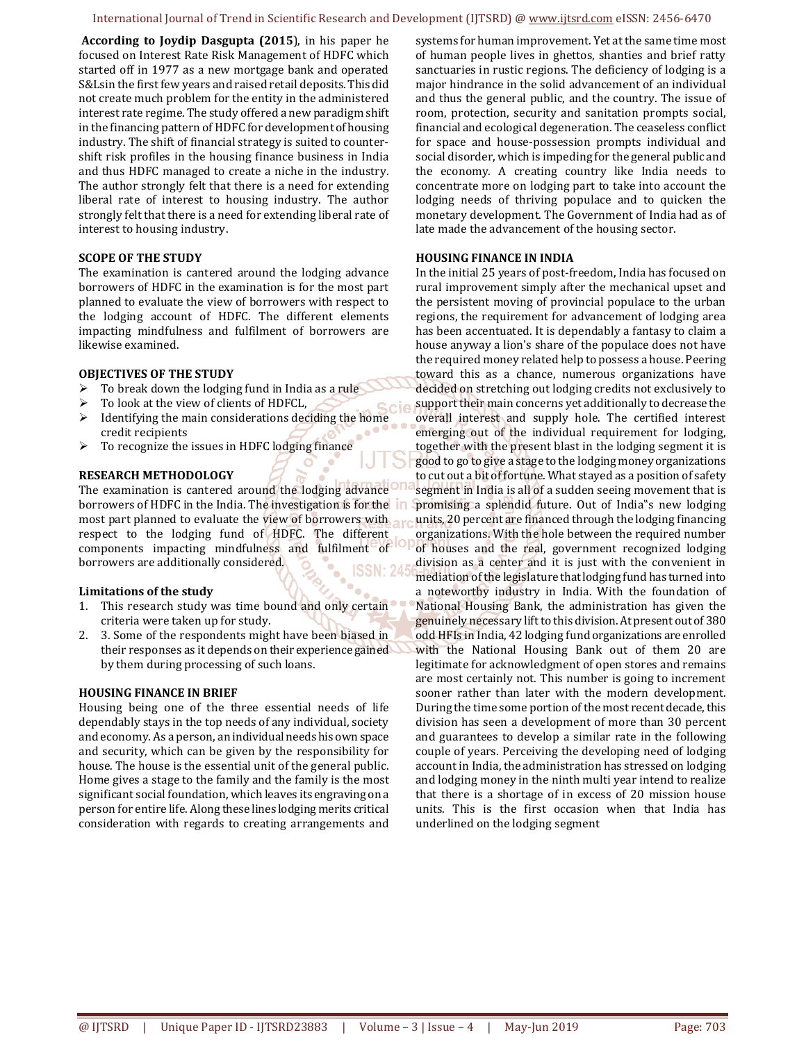**According to Joydip Dasgupta (2015**), in his paper he focused on Interest Rate Risk Management of HDFC which started off in 1977 as a new mortgage bank and operated S&Lsin the first few years and raised retail deposits. This did not create much problem for the entity in the administered interest rate regime. The study offered a new paradigm shift in the financing pattern of HDFC for development of housing industry. The shift of financial strategy is suited to counter-shift risk profiles in the housing finance business in India and thus HDFC managed to create a niche in the industry. The author strongly felt that there is a need for extending liberal rate of interest to housing industry. The author strongly felt that there is a need for extending liberal rate of interest to housing industry.

## SCOPE OF THE STUDY

The examination is cantered around the lodging advance borrowers of HDFC in the examination is for the most part planned to evaluate the view of borrowers with respect to the lodging account of HDFC. The different elements impacting mindfulness and fulfilment of borrowers are likewise examined.

## OBJECTIVES OF THE STUDY

- To break down the lodging fund in India as a rule
- To look at the view of clients of HDFCL,
- Identifying the main considerations deciding the home credit recipients
- To recognize the issues in HDFC lodging finance

## RESEARCH METHODOLOGY

The examination is cantered around the lodging advance borrowers of HDFC in the India. The investigation is for the most part planned to evaluate the view of borrowers with respect to the lodging fund of HDFC. The different components impacting mindfulness and fulfilment of borrowers are additionally considered.

### Limitations of the study

1. This research study was time bound and only certain criteria were taken up for study.
2. 3. Some of the respondents might have been biased in their responses as it depends on their experience gained by them during processing of such loans.

## HOUSING FINANCE IN BRIEF

Housing being one of the three essential needs of life dependably stays in the top needs of any individual, society and economy. As a person, an individual needs his own space and security, which can be given by the responsibility for house. The house is the essential unit of the general public. Home gives a stage to the family and the family is the most significant social foundation, which leaves its engraving on a person for entire life. Along these lines lodging merits critical consideration with regards to creating arrangements and systems for human improvement. Yet at the same time most of human people lives in ghettos, shanties and brief ratty sanctuaries in rustic regions. The deficiency of lodging is a major hindrance in the solid advancement of an individual and thus the general public, and the country. The issue of room, protection, security and sanitation prompts social, financial and ecological degeneration. The ceaseless conflict for space and house-possession prompts individual and social disorder, which is impeding for the general public and the economy. A creating country like India needs to concentrate more on lodging part to take into account the lodging needs of thriving populace and to quicken the monetary development. The Government of India had as of late made the advancement of the housing sector.

## HOUSING FINANCE IN INDIA

In the initial 25 years of post-freedom, India has focused on rural improvement simply after the mechanical upset and the persistent moving of provincial populace to the urban regions, the requirement for advancement of lodging areas has been accentuated. It is dependably a fantasy to claim a house anyway a lion's share of the populace does not have the required money related help to possess a house. Peering toward this as a chance, numerous organizations have decided on stretching out lodging credits not exclusively to support their main concerns yet additionally to decrease the overall interest and supply hole. The certified interest emerging out of the individual requirement for lodging, together with the present blast in the lodging segment it is good to go to give a stage to the lodging money organizations to cut out a bit of fortune. What stayed as a position of safety segment in India is all of a sudden seeing movement that is promising a splendid future. Out of India"s new lodging units, 20 percent are financed through the lodging financing organizations. With the hole between the required number of houses and the real, government recognized lodging division as a center and it is just with the convenient in mediation of the legislature that lodging fund has turned into a noteworthy industry in India. With the foundation of National Housing Bank, the administration has given the genuinely necessary lift to this division. At present out of 380 odd HFIs in India, 42 lodging fund organizations are enrolled with the National Housing Bank out of them 20 are legitimate for acknowledgment of open stores and remains are most certainly not. This number is going to increment sooner rather than later with the modern development. During the time some portion of the most recent decade, this division has seen a development of more than 30 percent and guarantees to develop a similar rate in the following couple of years. Perceiving the developing need of lodging account in India, the administration has stressed on lodging and lodging money in the ninth multi year intend to realize that there is a shortage of in excess of 20 mission house units. This is the first occasion when that India has underlined on the lodging segment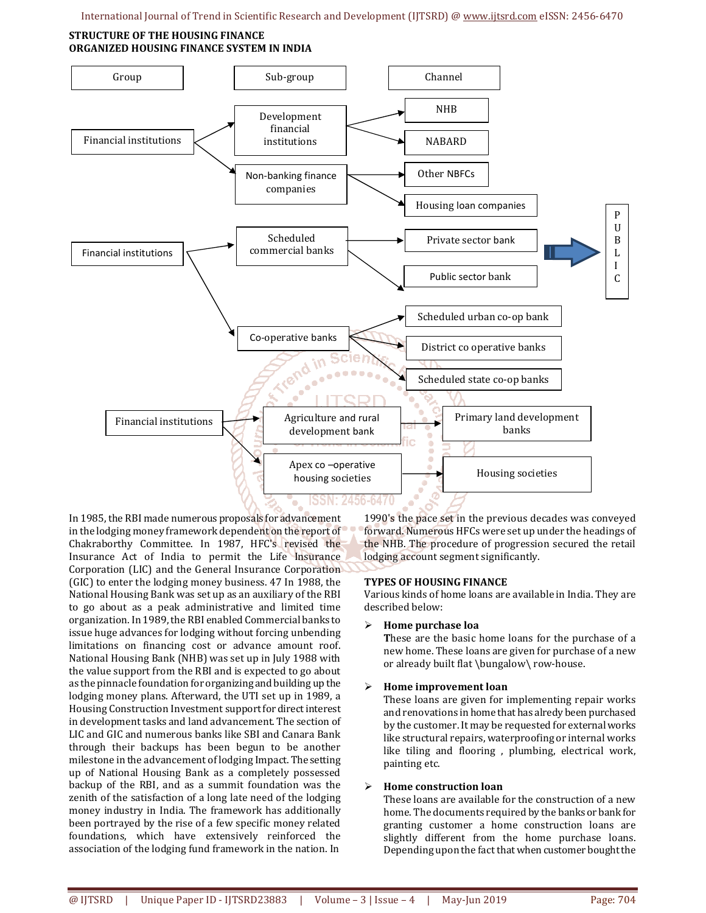**STRUCTURE OF THE HOUSING FINANCE**
**ORGANIZED HOUSING FINANCE SYSTEM IN INDIA**

| Group | Sub-group | Channel |
|---|---|---|
| Financial institutions | Development financial institutions | NHB |
| | | NABARD |
| | Non-banking finance companies | Other NBFCs |
| | | Housing loan companies |
| Financial institutions | Scheduled commercial banks | Private sector bank |
| | | Public sector bank |
| | Co-operative banks | Scheduled urban co-op bank |
| | | District co operative banks |
| | | Scheduled state co-op banks |
| Financial institutions | Agriculture and rural development bank | Primary land development banks |
| | Apex co –operative housing societies | Housing societies |

→ PUBLIC

In 1985, the RBI made numerous proposals for advancement in the lodging money framework dependent on the report of Chakraborthy Committee. In 1987, HFC's revised the Insurance Act of India to permit the Life Insurance Corporation (LIC) and the General Insurance Corporation (GIC) to enter the lodging money business. 47 In 1988, the National Housing Bank was set up as an auxiliary of the RBI to go about as a peak administrative and limited time organization. In 1989, the RBI enabled Commercial banks to issue huge advances for lodging without forcing unbending limitations on financing cost or advance amount roof. National Housing Bank (NHB) was set up in July 1988 with the value support from the RBI and is expected to go about as the pinnacle foundation for organizing and building up the lodging money plans. Afterward, the UTI set up in 1989, a Housing Construction Investment support for direct interest in development tasks and land advancement. The section of LIC and GIC and numerous banks like SBI and Canara Bank through their backups has been begun to be another milestone in the advancement of lodging Impact. The setting up of National Housing Bank as a completely possessed backup of the RBI, and as a summit foundation was the zenith of the satisfaction of a long late need of the lodging money industry in India. The framework has additionally been portrayed by the rise of a few specific money related foundations, which have extensively reinforced the association of the lodging fund framework in the nation. In 1990's the pace set in the previous decades was conveyed forward. Numerous HFCs were set up under the headings of the NHB. The procedure of progression secured the retail lodging account segment significantly.

**TYPES OF HOUSING FINANCE**

Various kinds of home loans are available in India. They are described below:

- **Home purchase loa**
  **T**hese are the basic home loans for the purchase of a new home. These loans are given for purchase of a new or already built flat \bungalow\ row-house.

- **Home improvement loan**
  These loans are given for implementing repair works and renovations in home that has alredy been purchased by the customer. It may be requested for external works like structural repairs, waterproofing or internal works like tiling and flooring , plumbing, electrical work, painting etc.

- **Home construction loan**
  These loans are available for the construction of a new home. The documents required by the banks or bank for granting customer a home construction loans are slightly different from the home purchase loans. Depending upon the fact that when customer bought the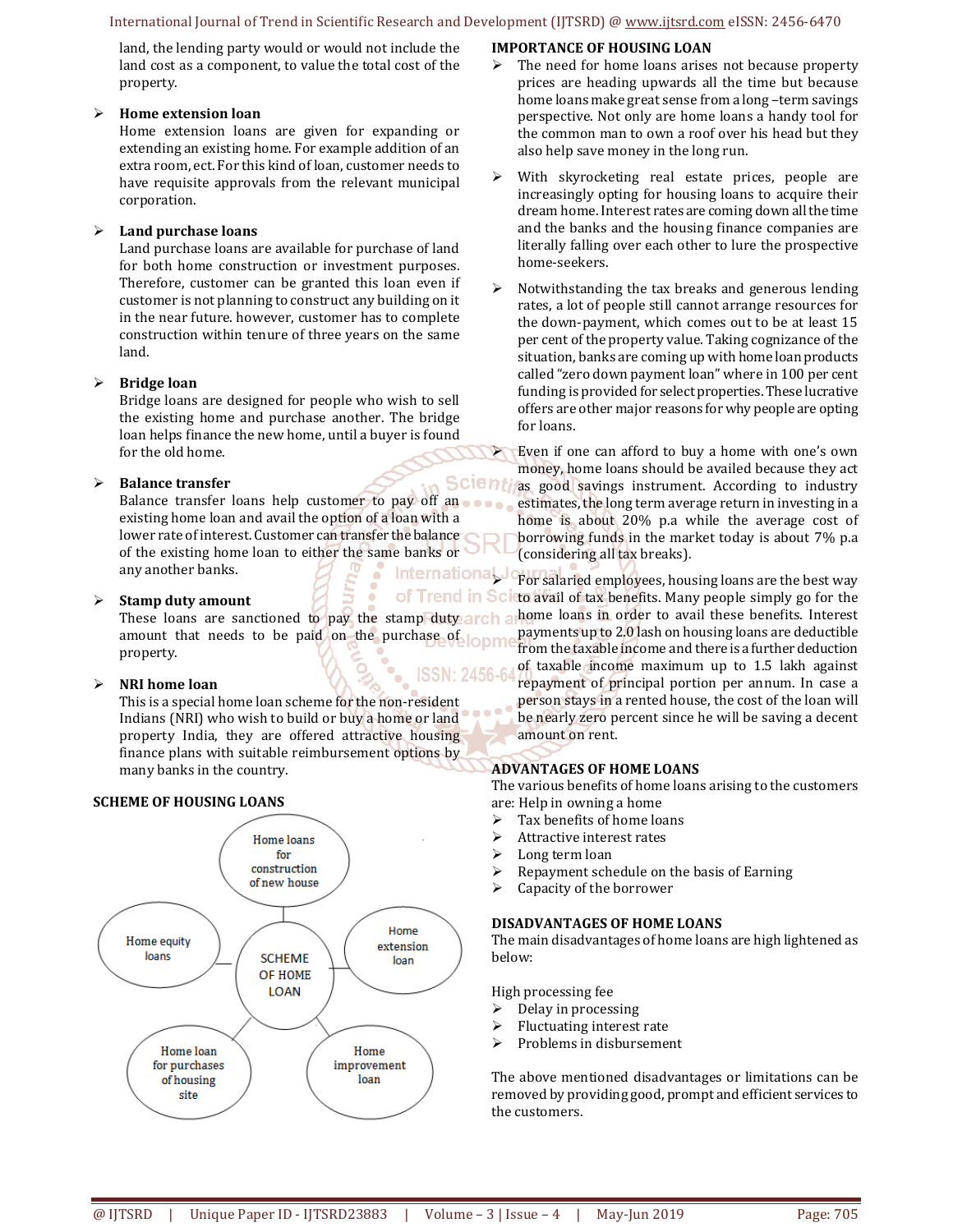land, the lending party would or would not include the land cost as a component, to value the total cost of the property.

- **Home extension loan**
  Home extension loans are given for expanding or extending an existing home. For example addition of an extra room, ect. For this kind of loan, customer needs to have requisite approvals from the relevant municipal corporation.

- **Land purchase loans**
  Land purchase loans are available for purchase of land for both home construction or investment purposes. Therefore, customer can be granted this loan even if customer is not planning to construct any building on it in the near future. however, customer has to complete construction within tenure of three years on the same land.

- **Bridge loan**
  Bridge loans are designed for people who wish to sell the existing home and purchase another. The bridge loan helps finance the new home, until a buyer is found for the old home.

- **Balance transfer**
  Balance transfer loans help customer to pay off an existing home loan and avail the option of a loan with a lower rate of interest. Customer can transfer the balance of the existing home loan to either the same banks or any another banks.

- **Stamp duty amount**
  These loans are sanctioned to pay the stamp duty amount that needs to be paid on the purchase of property.

- **NRI home loan**
  This is a special home loan scheme for the non-resident Indians (NRI) who wish to build or buy a home or land property India, they are offered attractive housing finance plans with suitable reimbursement options by many banks in the country.

**SCHEME OF HOUSING LOANS**

SCHEME OF HOME LOAN: Home loans for construction of new house; Home extension loan; Home improvement loan; Home loan for purchases of housing site; Home equity loans

**IMPORTANCE OF HOUSING LOAN**

- The need for home loans arises not because property prices are heading upwards all the time but because home loans make great sense from a long –term savings perspective. Not only are home loans a handy tool for the common man to own a roof over his head but they also help save money in the long run.

- With skyrocketing real estate prices, people are increasingly opting for housing loans to acquire their dream home. Interest rates are coming down all the time and the banks and the housing finance companies are literally falling over each other to lure the prospective home-seekers.

- Notwithstanding the tax breaks and generous lending rates, a lot of people still cannot arrange resources for the down-payment, which comes out to be at least 15 per cent of the property value. Taking cognizance of the situation, banks are coming up with home loan products called "zero down payment loan" where in 100 per cent funding is provided for select properties. These lucrative offers are other major reasons for why people are opting for loans.

- Even if one can afford to buy a home with one's own money, home loans should be availed because they act as good savings instrument. According to industry estimates, the long term average return in investing in a home is about 20% p.a while the average cost of borrowing funds in the market today is about 7% p.a (considering all tax breaks).

- For salaried employees, housing loans are the best way to avail of tax benefits. Many people simply go for the home loans in order to avail these benefits. Interest payments up to 2.0 lash on housing loans are deductible from the taxable income and there is a further deduction of taxable income maximum up to 1.5 lakh against repayment of principal portion per annum. In case a person stays in a rented house, the cost of the loan will be nearly zero percent since he will be saving a decent amount on rent.

**ADVANTAGES OF HOME LOANS**

The various benefits of home loans arising to the customers are: Help in owning a home

- Tax benefits of home loans
- Attractive interest rates
- Long term loan
- Repayment schedule on the basis of Earning
- Capacity of the borrower

**DISADVANTAGES OF HOME LOANS**

The main disadvantages of home loans are high lightened as below:

High processing fee

- Delay in processing
- Fluctuating interest rate
- Problems in disbursement

The above mentioned disadvantages or limitations can be removed by providing good, prompt and efficient services to the customers.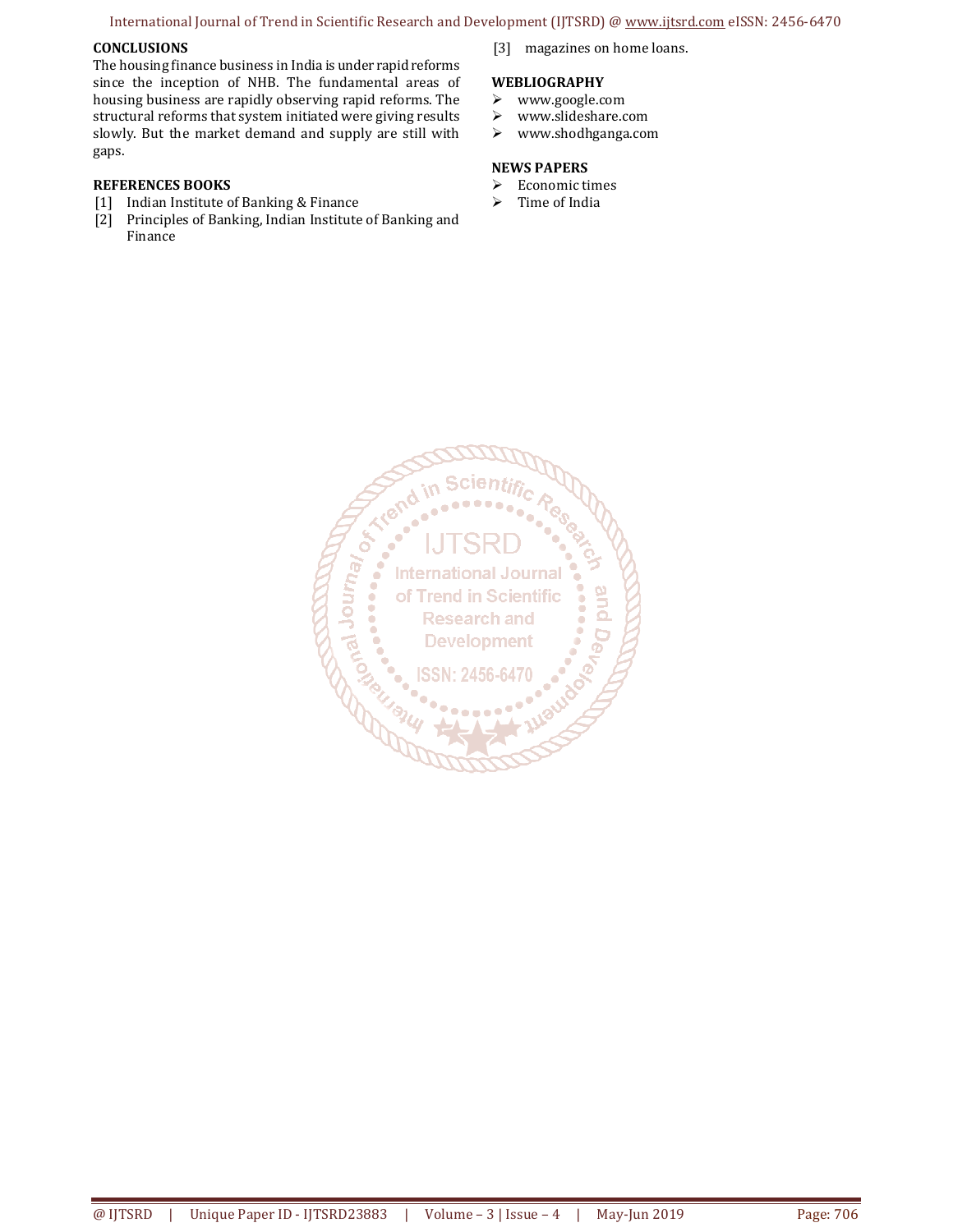## CONCLUSIONS

The housing finance business in India is under rapid reforms since the inception of NHB. The fundamental areas of housing business are rapidly observing rapid reforms. The structural reforms that system initiated were giving results slowly. But the market demand and supply are still with gaps.

## REFERENCES BOOKS

[1] Indian Institute of Banking & Finance

[2] Principles of Banking, Indian Institute of Banking and Finance

[3] magazines on home loans.

## WEBLIOGRAPHY

- www.google.com
- www.slideshare.com
- www.shodhganga.com

## NEWS PAPERS

- Economic times
- Time of India